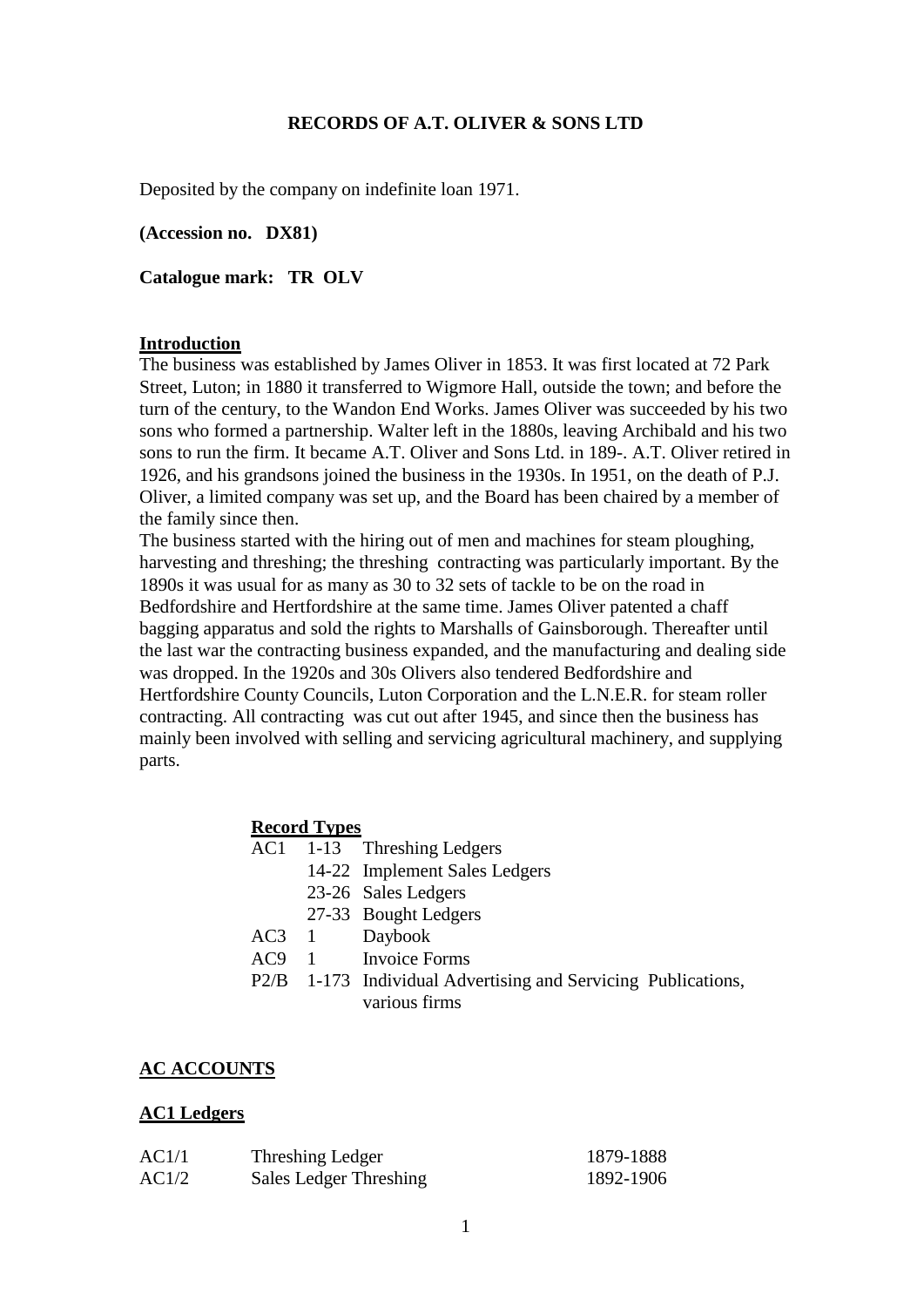# RECORDS OF A.T. OLIVER & SONS LTD

Deposited by the company on indefinite loan 1971.

**(Accession no. DX81)**

**Catalogue mark: TR OLV**

## Introduction

The business was established by James Oliver in 1853. It was first located at 72 Park Street, Luton; in 1880 it transferred to Wigmore Hall, outside the town; and before the turn of the century, to the Wandon End Works. James Oliver was succeeded by his two sons who formed a partnership. Walter left in the 1880s, leaving Archibald and his two sons to run the firm. It became A.T. Oliver and Sons Ltd. in 189-. A.T. Oliver retired in 1926, and his grandsons joined the business in the 1930s. In 1951, on the death of P.J. Oliver, a limited company was set up, and the Board has been chaired by a member of the family since then.

The business started with the hiring out of men and machines for steam ploughing, harvesting and threshing; the threshing contracting was particularly important. By the 1890s it was usual for as many as 30 to 32 sets of tackle to be on the road in Bedfordshire and Hertfordshire at the same time. James Oliver patented a chaff bagging apparatus and sold the rights to Marshalls of Gainsborough. Thereafter until the last war the contracting business expanded, and the manufacturing and dealing side was dropped. In the 1920s and 30s Olivers also tendered Bedfordshire and Hertfordshire County Councils, Luton Corporation and the L.N.E.R. for steam roller contracting. All contracting was cut out after 1945, and since then the business has mainly been involved with selling and servicing agricultural machinery, and supplying parts.

### Record Types

| | | |
|---|---|---|
| AC1 | 1-13 | Threshing Ledgers |
| | 14-22 | Implement Sales Ledgers |
| | 23-26 | Sales Ledgers |
| | 27-33 | Bought Ledgers |
| AC3 | 1 | Daybook |
| AC9 | 1 | Invoice Forms |
| P2/B | 1-173 | Individual Advertising and Servicing Publications, various firms |

## AC ACCOUNTS

### AC1 Ledgers

| | | |
|---|---|---|
| AC1/1 | Threshing Ledger | 1879-1888 |
| AC1/2 | Sales Ledger Threshing | 1892-1906 |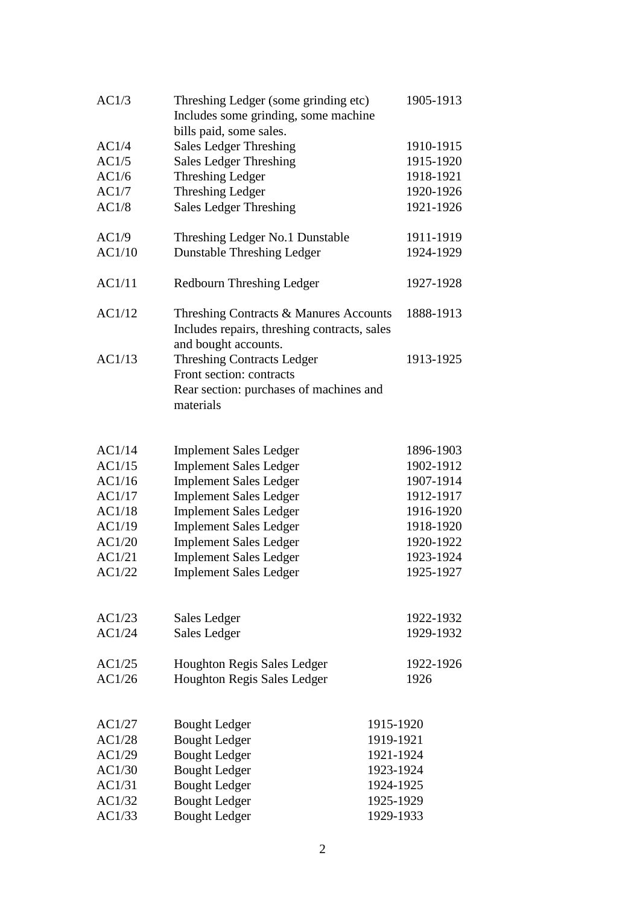| | | |
|---|---|---|
| AC1/3 | Threshing Ledger (some grinding etc)<br>Includes some grinding, some machine bills paid, some sales. | 1905-1913 |
| AC1/4 | Sales Ledger Threshing | 1910-1915 |
| AC1/5 | Sales Ledger Threshing | 1915-1920 |
| AC1/6 | Threshing Ledger | 1918-1921 |
| AC1/7 | Threshing Ledger | 1920-1926 |
| AC1/8 | Sales Ledger Threshing | 1921-1926 |
| | | |
| AC1/9 | Threshing Ledger No.1 Dunstable | 1911-1919 |
| AC1/10 | Dunstable Threshing Ledger | 1924-1929 |
| | | |
| AC1/11 | Redbourn Threshing Ledger | 1927-1928 |
| | | |
| AC1/12 | Threshing Contracts & Manures Accounts<br>Includes repairs, threshing contracts, sales and bought accounts. | 1888-1913 |
| AC1/13 | Threshing Contracts Ledger<br>Front section: contracts<br>Rear section: purchases of machines and materials | 1913-1925 |
| | | |
| AC1/14 | Implement Sales Ledger | 1896-1903 |
| AC1/15 | Implement Sales Ledger | 1902-1912 |
| AC1/16 | Implement Sales Ledger | 1907-1914 |
| AC1/17 | Implement Sales Ledger | 1912-1917 |
| AC1/18 | Implement Sales Ledger | 1916-1920 |
| AC1/19 | Implement Sales Ledger | 1918-1920 |
| AC1/20 | Implement Sales Ledger | 1920-1922 |
| AC1/21 | Implement Sales Ledger | 1923-1924 |
| AC1/22 | Implement Sales Ledger | 1925-1927 |
| | | |
| AC1/23 | Sales Ledger | 1922-1932 |
| AC1/24 | Sales Ledger | 1929-1932 |
| | | |
| AC1/25 | Houghton Regis Sales Ledger | 1922-1926 |
| AC1/26 | Houghton Regis Sales Ledger | 1926 |
| | | |
| AC1/27 | Bought Ledger | 1915-1920 |
| AC1/28 | Bought Ledger | 1919-1921 |
| AC1/29 | Bought Ledger | 1921-1924 |
| AC1/30 | Bought Ledger | 1923-1924 |
| AC1/31 | Bought Ledger | 1924-1925 |
| AC1/32 | Bought Ledger | 1925-1929 |
| AC1/33 | Bought Ledger | 1929-1933 |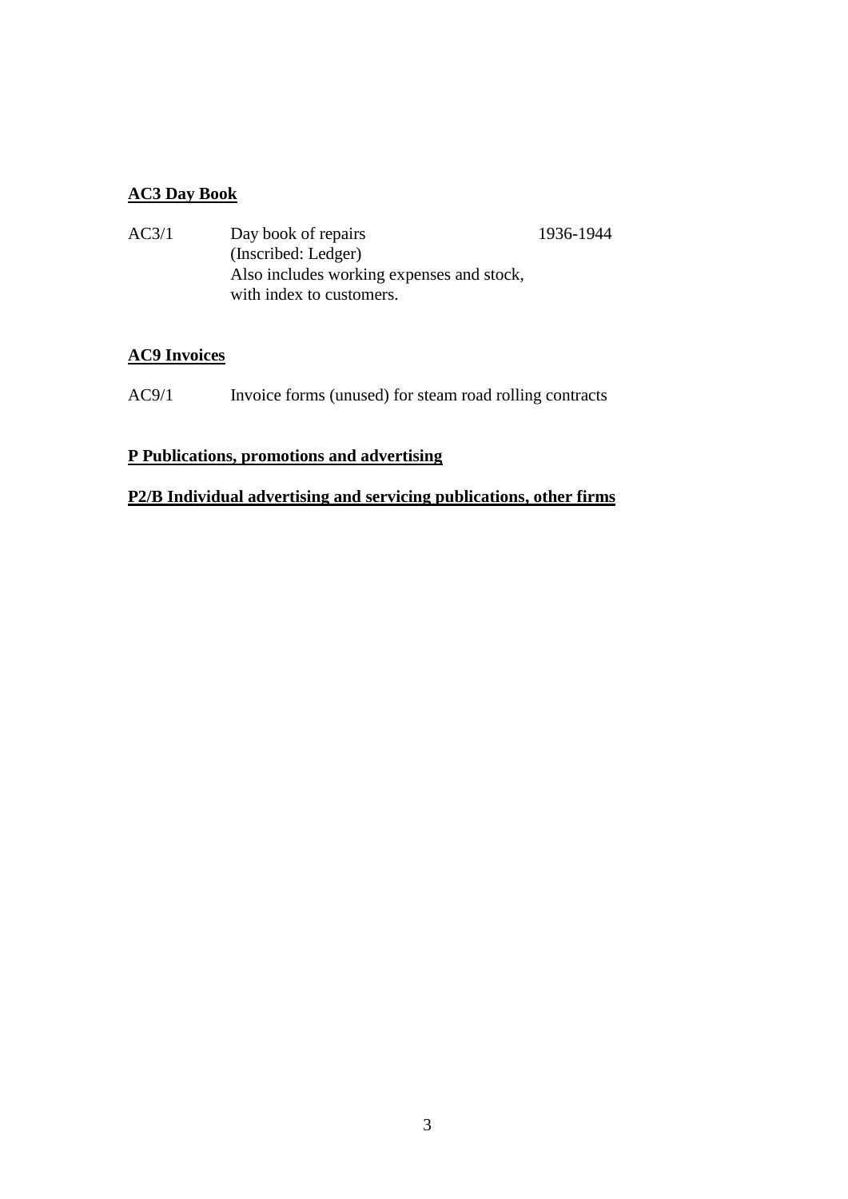**AC3 Day Book**

| | | |
|---|---|---|
| AC3/1 | Day book of repairs<br>(Inscribed: Ledger)<br>Also includes working expenses and stock, with index to customers. | 1936-1944 |

**AC9 Invoices**

| | |
|---|---|
| AC9/1 | Invoice forms (unused) for steam road rolling contracts |

**P Publications, promotions and advertising**

**P2/B Individual advertising and servicing publications, other firms**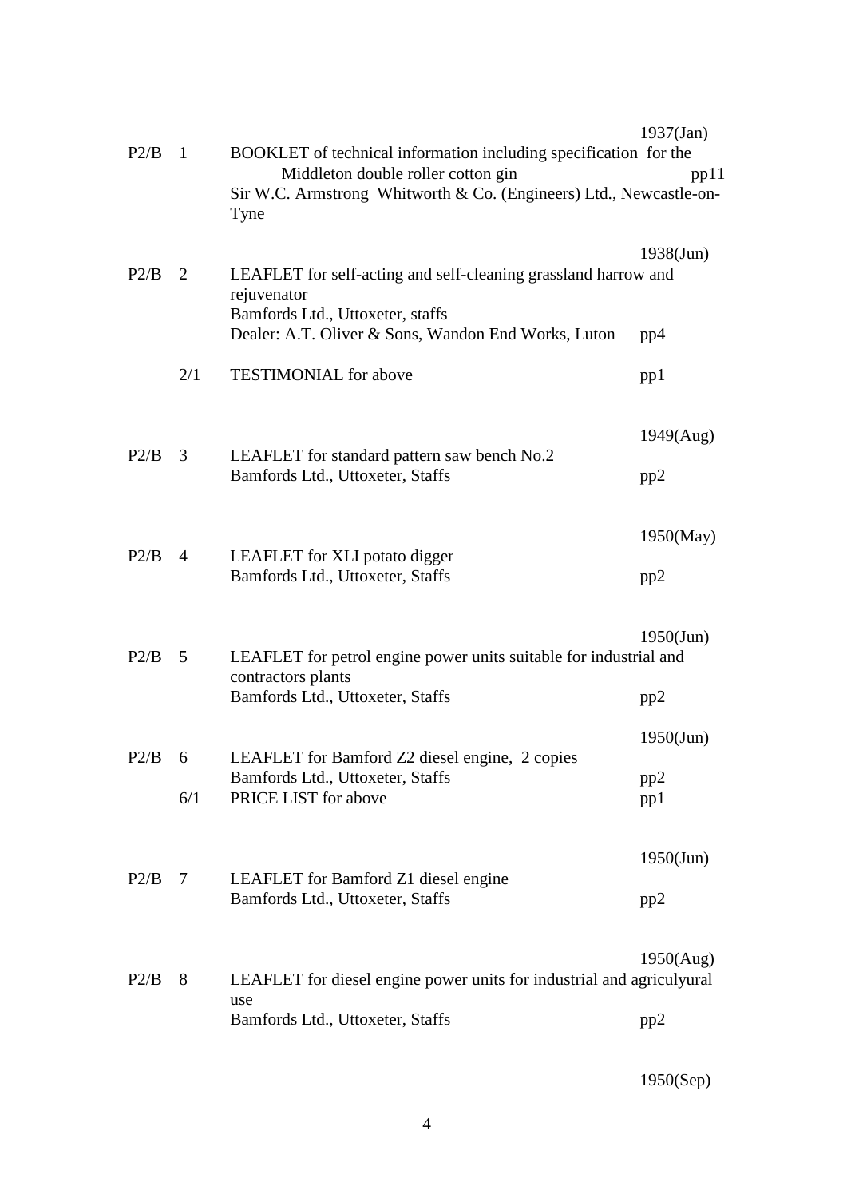| Ref | No. | Description | Date / Pages |
|---|---|---|---|
| | | | 1937(Jan) |
| P2/B | 1 | BOOKLET of technical information including specification for the Middleton double roller cotton gin | pp11 |
| | | Sir W.C. Armstrong Whitworth & Co. (Engineers) Ltd., Newcastle-on-Tyne | |
| | | | 1938(Jun) |
| P2/B | 2 | LEAFLET for self-acting and self-cleaning grassland harrow and rejuvenator | |
| | | Bamfords Ltd., Uttoxeter, staffs | |
| | | Dealer: A.T. Oliver & Sons, Wandon End Works, Luton | pp4 |
| | 2/1 | TESTIMONIAL for above | pp1 |
| | | | 1949(Aug) |
| P2/B | 3 | LEAFLET for standard pattern saw bench No.2 | |
| | | Bamfords Ltd., Uttoxeter, Staffs | pp2 |
| | | | 1950(May) |
| P2/B | 4 | LEAFLET for XLI potato digger | |
| | | Bamfords Ltd., Uttoxeter, Staffs | pp2 |
| | | | 1950(Jun) |
| P2/B | 5 | LEAFLET for petrol engine power units suitable for industrial and contractors plants | |
| | | Bamfords Ltd., Uttoxeter, Staffs | pp2 |
| | | | 1950(Jun) |
| P2/B | 6 | LEAFLET for Bamford Z2 diesel engine, 2 copies | |
| | | Bamfords Ltd., Uttoxeter, Staffs | pp2 |
| | 6/1 | PRICE LIST for above | pp1 |
| | | | 1950(Jun) |
| P2/B | 7 | LEAFLET for Bamford Z1 diesel engine | |
| | | Bamfords Ltd., Uttoxeter, Staffs | pp2 |
| | | | 1950(Aug) |
| P2/B | 8 | LEAFLET for diesel engine power units for industrial and agriculyural use | |
| | | Bamfords Ltd., Uttoxeter, Staffs | pp2 |
| | | | 1950(Sep) |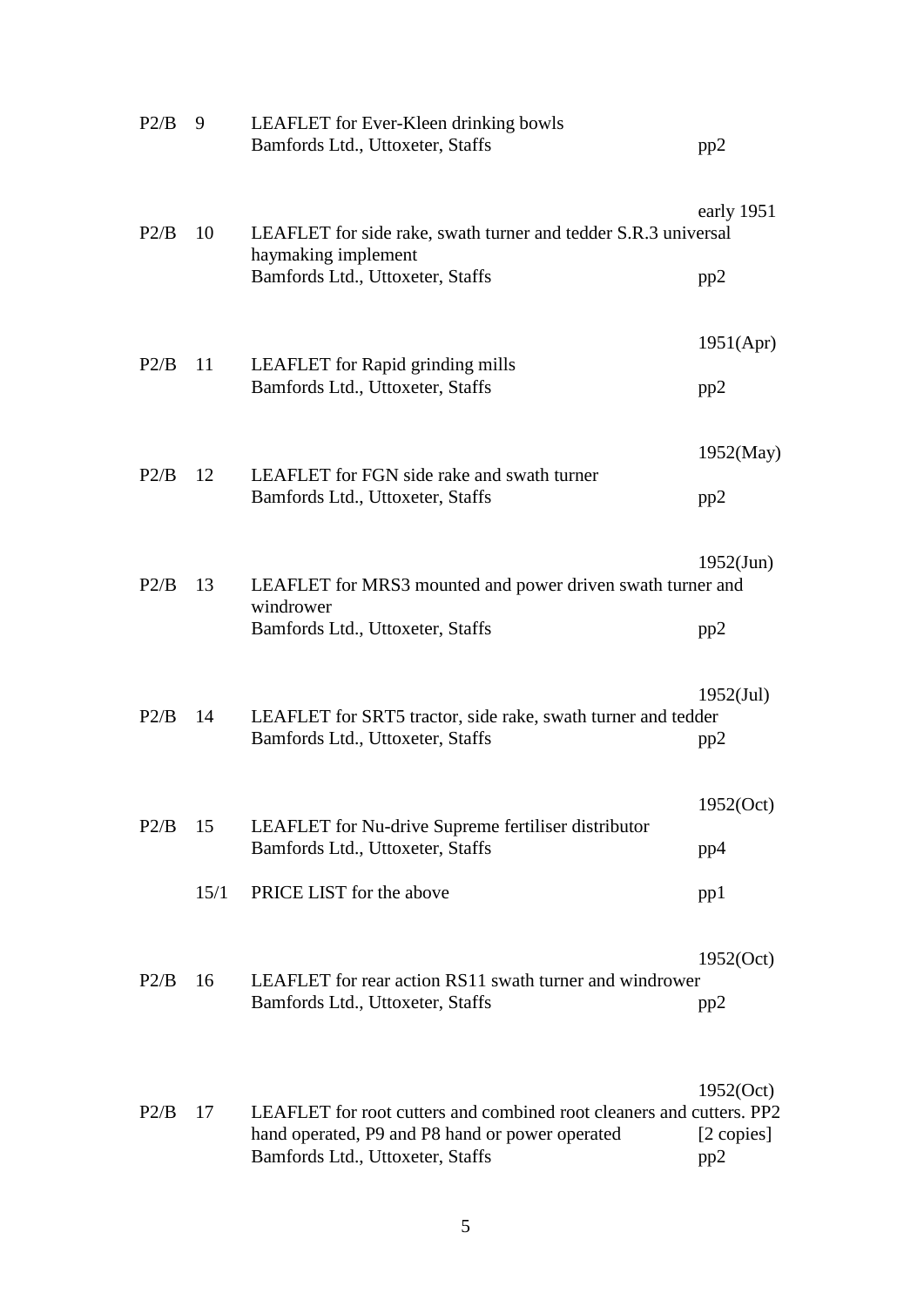| | | | |
|---|---|---|---|
| P2/B | 9 | LEAFLET for Ever-Kleen drinking bowls<br>Bamfords Ltd., Uttoxeter, Staffs | pp2 |
| | | | early 1951 |
| P2/B | 10 | LEAFLET for side rake, swath turner and tedder S.R.3 universal haymaking implement<br>Bamfords Ltd., Uttoxeter, Staffs | pp2 |
| | | | 1951(Apr) |
| P2/B | 11 | LEAFLET for Rapid grinding mills<br>Bamfords Ltd., Uttoxeter, Staffs | pp2 |
| | | | 1952(May) |
| P2/B | 12 | LEAFLET for FGN side rake and swath turner<br>Bamfords Ltd., Uttoxeter, Staffs | pp2 |
| | | | 1952(Jun) |
| P2/B | 13 | LEAFLET for MRS3 mounted and power driven swath turner and windrower<br>Bamfords Ltd., Uttoxeter, Staffs | pp2 |
| | | | 1952(Jul) |
| P2/B | 14 | LEAFLET for SRT5 tractor, side rake, swath turner and tedder<br>Bamfords Ltd., Uttoxeter, Staffs | pp2 |
| | | | 1952(Oct) |
| P2/B | 15 | LEAFLET for Nu-drive Supreme fertiliser distributor<br>Bamfords Ltd., Uttoxeter, Staffs | pp4 |
| | 15/1 | PRICE LIST for the above | pp1 |
| | | | 1952(Oct) |
| P2/B | 16 | LEAFLET for rear action RS11 swath turner and windrower<br>Bamfords Ltd., Uttoxeter, Staffs | pp2 |
| | | | 1952(Oct) |
| P2/B | 17 | LEAFLET for root cutters and combined root cleaners and cutters. PP2 hand operated, P9 and P8 hand or power operated<br>Bamfords Ltd., Uttoxeter, Staffs | [2 copies]<br>pp2 |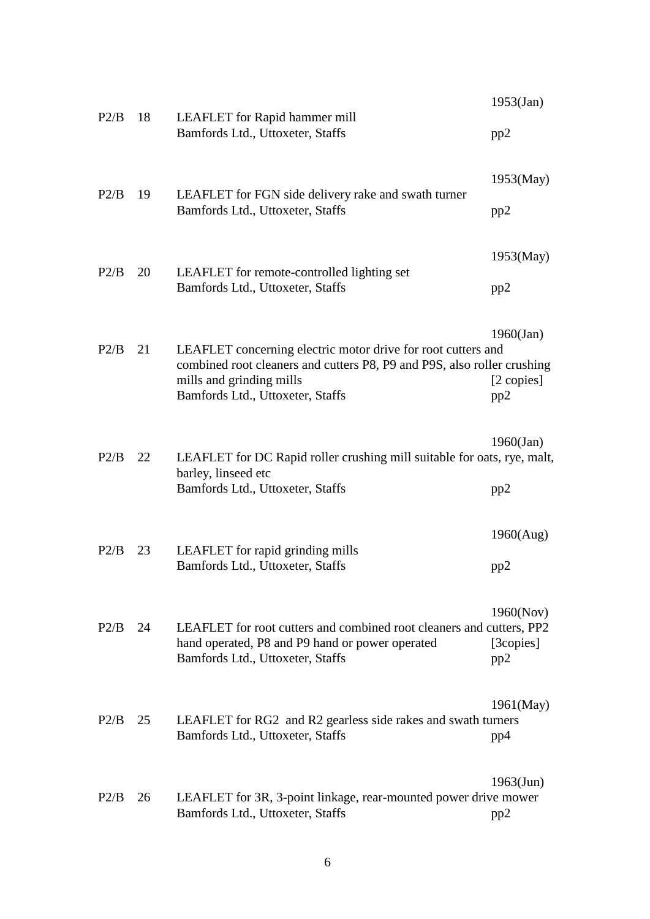| | | | |
|---|---|---|---|
| P2/B | 18 | LEAFLET for Rapid hammer mill<br>Bamfords Ltd., Uttoxeter, Staffs | 1953(Jan)<br>pp2 |
| P2/B | 19 | LEAFLET for FGN side delivery rake and swath turner<br>Bamfords Ltd., Uttoxeter, Staffs | 1953(May)<br>pp2 |
| P2/B | 20 | LEAFLET for remote-controlled lighting set<br>Bamfords Ltd., Uttoxeter, Staffs | 1953(May)<br>pp2 |
| P2/B | 21 | LEAFLET concerning electric motor drive for root cutters and combined root cleaners and cutters P8, P9 and P9S, also roller crushing mills and grinding mills<br>Bamfords Ltd., Uttoxeter, Staffs | 1960(Jan)<br>[2 copies]<br>pp2 |
| P2/B | 22 | LEAFLET for DC Rapid roller crushing mill suitable for oats, rye, malt, barley, linseed etc<br>Bamfords Ltd., Uttoxeter, Staffs | 1960(Jan)<br>pp2 |
| P2/B | 23 | LEAFLET for rapid grinding mills<br>Bamfords Ltd., Uttoxeter, Staffs | 1960(Aug)<br>pp2 |
| P2/B | 24 | LEAFLET for root cutters and combined root cleaners and cutters, PP2 hand operated, P8 and P9 hand or power operated<br>Bamfords Ltd., Uttoxeter, Staffs | 1960(Nov)<br>[3copies]<br>pp2 |
| P2/B | 25 | LEAFLET for RG2 and R2 gearless side rakes and swath turners<br>Bamfords Ltd., Uttoxeter, Staffs | 1961(May)<br>pp4 |
| P2/B | 26 | LEAFLET for 3R, 3-point linkage, rear-mounted power drive mower<br>Bamfords Ltd., Uttoxeter, Staffs | 1963(Jun)<br>pp2 |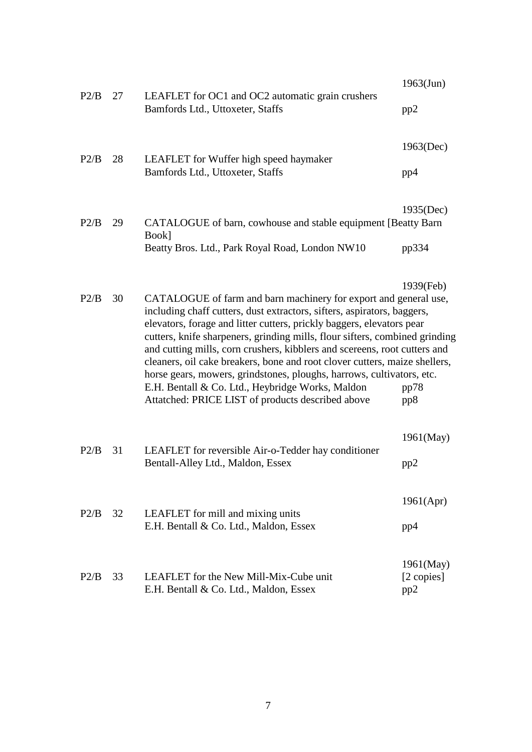| | | | |
|---|---|---|---|
| P2/B | 27 | LEAFLET for OC1 and OC2 automatic grain crushers<br>Bamfords Ltd., Uttoxeter, Staffs | 1963(Jun)<br>pp2 |
| P2/B | 28 | LEAFLET for Wuffer high speed haymaker<br>Bamfords Ltd., Uttoxeter, Staffs | 1963(Dec)<br>pp4 |
| P2/B | 29 | CATALOGUE of barn, cowhouse and stable equipment [Beatty Barn Book]<br>Beatty Bros. Ltd., Park Royal Road, London NW10 | 1935(Dec)<br>pp334 |
| P2/B | 30 | CATALOGUE of farm and barn machinery for export and general use, including chaff cutters, dust extractors, sifters, aspirators, baggers, elevators, forage and litter cutters, prickly baggers, elevators pear cutters, knife sharpeners, grinding mills, flour sifters, combined grinding and cutting mills, corn crushers, kibblers and scereens, root cutters and cleaners, oil cake breakers, bone and root clover cutters, maize shellers, horse gears, mowers, grindstones, ploughs, harrows, cultivators, etc.<br>E.H. Bentall & Co. Ltd., Heybridge Works, Maldon<br>Attatched: PRICE LIST of products described above | 1939(Feb)<br>pp78<br>pp8 |
| P2/B | 31 | LEAFLET for reversible Air-o-Tedder hay conditioner<br>Bentall-Alley Ltd., Maldon, Essex | 1961(May)<br>pp2 |
| P2/B | 32 | LEAFLET for mill and mixing units<br>E.H. Bentall & Co. Ltd., Maldon, Essex | 1961(Apr)<br>pp4 |
| P2/B | 33 | LEAFLET for the New Mill-Mix-Cube unit<br>E.H. Bentall & Co. Ltd., Maldon, Essex | 1961(May)<br>[2 copies]<br>pp2 |